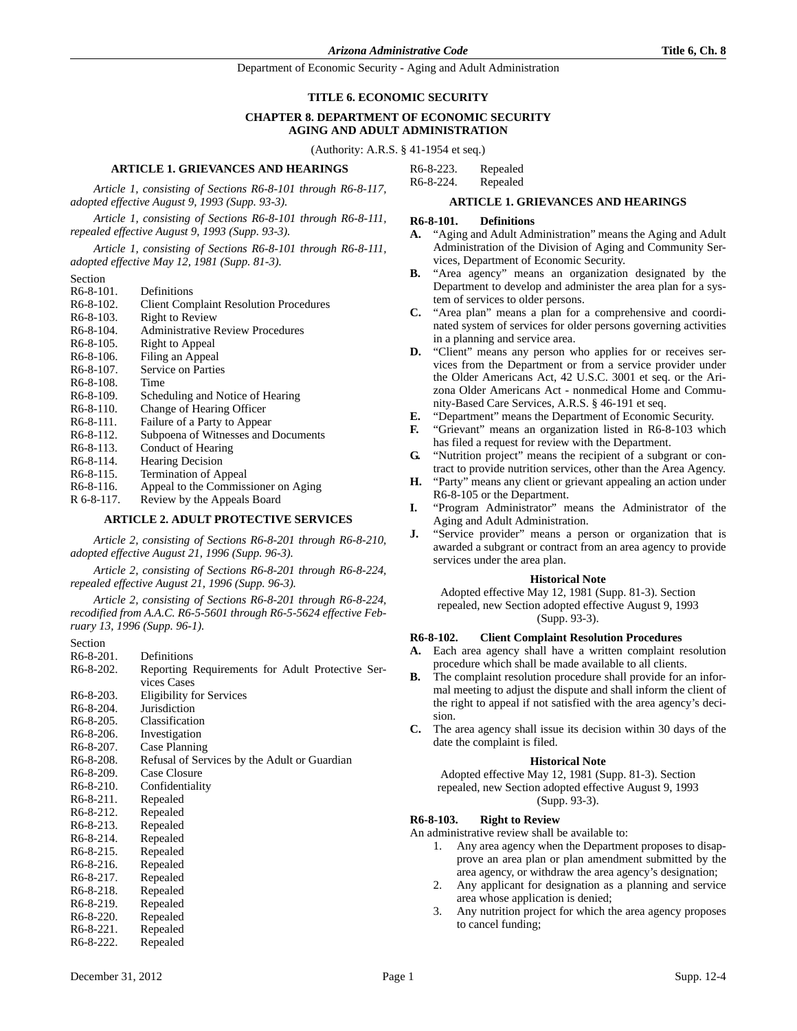# TITLE 6. ECONOMIC SECURITY

## CHAPTER 8. DEPARTMENT OF ECONOMIC SECURITY AGING AND ADULT ADMINISTRATION

(Authority: A.R.S. § 41-1954 et seq.)

### ARTICLE 1. GRIEVANCES AND HEARINGS

*Article 1, consisting of Sections R6-8-101 through R6-8-117, adopted effective August 9, 1993 (Supp. 93-3).*

*Article 1, consisting of Sections R6-8-101 through R6-8-111, repealed effective August 9, 1993 (Supp. 93-3).*

*Article 1, consisting of Sections R6-8-101 through R6-8-111, adopted effective May 12, 1981 (Supp. 81-3).*

| Section | |
|---|---|
| R6-8-101. | Definitions |
| R6-8-102. | Client Complaint Resolution Procedures |
| R6-8-103. | Right to Review |
| R6-8-104. | Administrative Review Procedures |
| R6-8-105. | Right to Appeal |
| R6-8-106. | Filing an Appeal |
| R6-8-107. | Service on Parties |
| R6-8-108. | Time |
| R6-8-109. | Scheduling and Notice of Hearing |
| R6-8-110. | Change of Hearing Officer |
| R6-8-111. | Failure of a Party to Appear |
| R6-8-112. | Subpoena of Witnesses and Documents |
| R6-8-113. | Conduct of Hearing |
| R6-8-114. | Hearing Decision |
| R6-8-115. | Termination of Appeal |
| R6-8-116. | Appeal to the Commissioner on Aging |
| R 6-8-117. | Review by the Appeals Board |

### ARTICLE 2. ADULT PROTECTIVE SERVICES

*Article 2, consisting of Sections R6-8-201 through R6-8-210, adopted effective August 21, 1996 (Supp. 96-3).*

*Article 2, consisting of Sections R6-8-201 through R6-8-224, repealed effective August 21, 1996 (Supp. 96-3).*

*Article 2, consisting of Sections R6-8-201 through R6-8-224, recodified from A.A.C. R6-5-5601 through R6-5-5624 effective February 13, 1996 (Supp. 96-1).*

| Section | |
|---|---|
| R6-8-201. | Definitions |
| R6-8-202. | Reporting Requirements for Adult Protective Services Cases |
| R6-8-203. | Eligibility for Services |
| R6-8-204. | Jurisdiction |
| R6-8-205. | Classification |
| R6-8-206. | Investigation |
| R6-8-207. | Case Planning |
| R6-8-208. | Refusal of Services by the Adult or Guardian |
| R6-8-209. | Case Closure |
| R6-8-210. | Confidentiality |
| R6-8-211. | Repealed |
| R6-8-212. | Repealed |
| R6-8-213. | Repealed |
| R6-8-214. | Repealed |
| R6-8-215. | Repealed |
| R6-8-216. | Repealed |
| R6-8-217. | Repealed |
| R6-8-218. | Repealed |
| R6-8-219. | Repealed |
| R6-8-220. | Repealed |
| R6-8-221. | Repealed |
| R6-8-222. | Repealed |
| R6-8-223. | Repealed |
| R6-8-224. | Repealed |

### ARTICLE 1. GRIEVANCES AND HEARINGS

**R6-8-101. Definitions**

**A.** "Aging and Adult Administration" means the Aging and Adult Administration of the Division of Aging and Community Services, Department of Economic Security.

**B.** "Area agency" means an organization designated by the Department to develop and administer the area plan for a system of services to older persons.

**C.** "Area plan" means a plan for a comprehensive and coordinated system of services for older persons governing activities in a planning and service area.

**D.** "Client" means any person who applies for or receives services from the Department or from a service provider under the Older Americans Act, 42 U.S.C. 3001 et seq. or the Arizona Older Americans Act - nonmedical Home and Community-Based Care Services, A.R.S. § 46-191 et seq.

**E.** "Department" means the Department of Economic Security.

**F.** "Grievant" means an organization listed in R6-8-103 which has filed a request for review with the Department.

**G.** "Nutrition project" means the recipient of a subgrant or contract to provide nutrition services, other than the Area Agency.

**H.** "Party" means any client or grievant appealing an action under R6-8-105 or the Department.

**I.** "Program Administrator" means the Administrator of the Aging and Adult Administration.

**J.** "Service provider" means a person or organization that is awarded a subgrant or contract from an area agency to provide services under the area plan.

**Historical Note**

Adopted effective May 12, 1981 (Supp. 81-3). Section repealed, new Section adopted effective August 9, 1993 (Supp. 93-3).

**R6-8-102. Client Complaint Resolution Procedures**

**A.** Each area agency shall have a written complaint resolution procedure which shall be made available to all clients.

**B.** The complaint resolution procedure shall provide for an informal meeting to adjust the dispute and shall inform the client of the right to appeal if not satisfied with the area agency's decision.

**C.** The area agency shall issue its decision within 30 days of the date the complaint is filed.

**Historical Note**

Adopted effective May 12, 1981 (Supp. 81-3). Section repealed, new Section adopted effective August 9, 1993 (Supp. 93-3).

**R6-8-103. Right to Review**

An administrative review shall be available to:

1. Any area agency when the Department proposes to disapprove an area plan or plan amendment submitted by the area agency, or withdraw the area agency's designation;
2. Any applicant for designation as a planning and service area whose application is denied;
3. Any nutrition project for which the area agency proposes to cancel funding;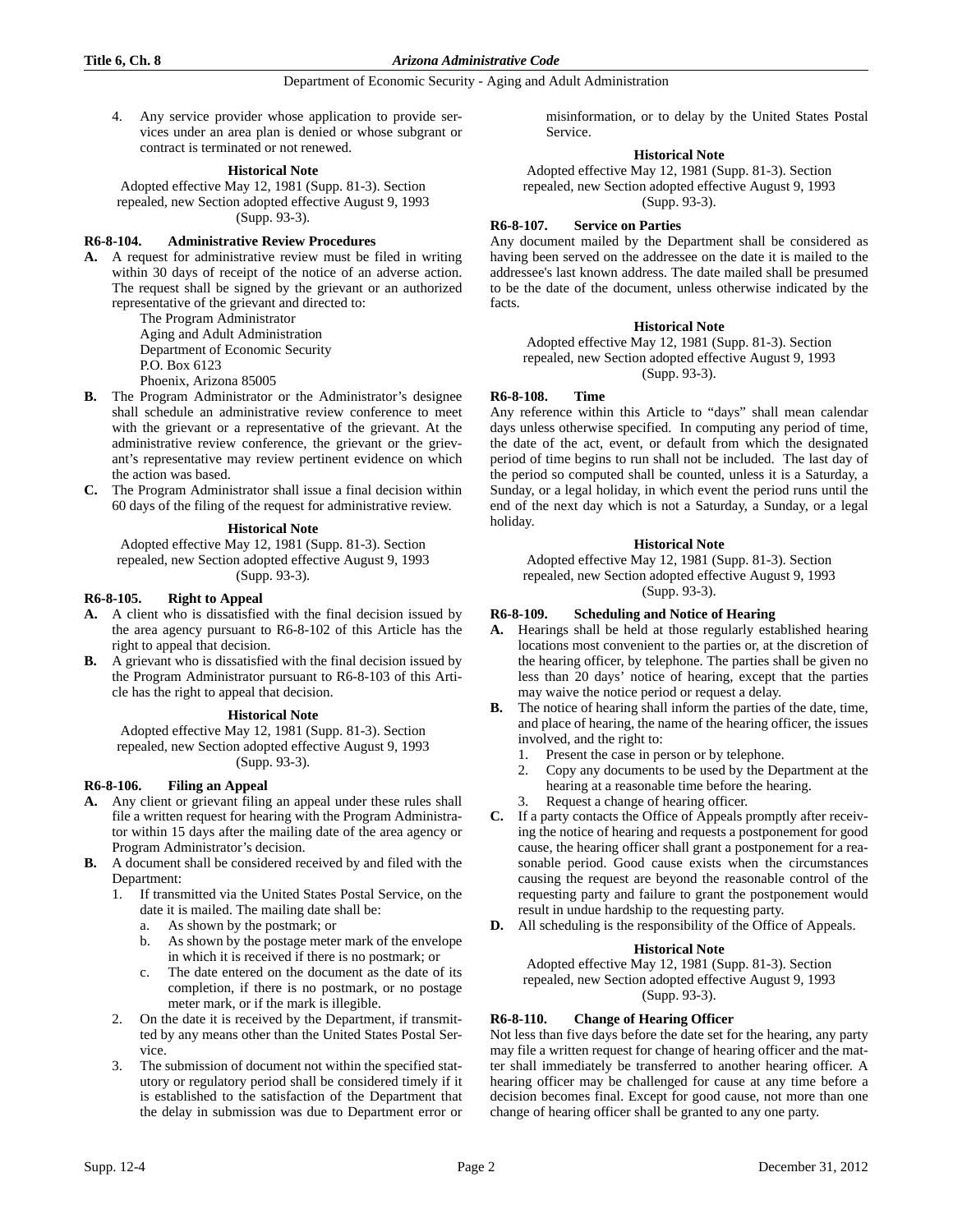4. Any service provider whose application to provide services under an area plan is denied or whose subgrant or contract is terminated or not renewed.

**Historical Note**

Adopted effective May 12, 1981 (Supp. 81-3). Section repealed, new Section adopted effective August 9, 1993 (Supp. 93-3).

### R6-8-104. Administrative Review Procedures

**A.** A request for administrative review must be filed in writing within 30 days of receipt of the notice of an adverse action. The request shall be signed by the grievant or an authorized representative of the grievant and directed to:

The Program Administrator
Aging and Adult Administration
Department of Economic Security
P.O. Box 6123
Phoenix, Arizona 85005

**B.** The Program Administrator or the Administrator's designee shall schedule an administrative review conference to meet with the grievant or a representative of the grievant. At the administrative review conference, the grievant or the grievant's representative may review pertinent evidence on which the action was based.

**C.** The Program Administrator shall issue a final decision within 60 days of the filing of the request for administrative review.

**Historical Note**

Adopted effective May 12, 1981 (Supp. 81-3). Section repealed, new Section adopted effective August 9, 1993 (Supp. 93-3).

### R6-8-105. Right to Appeal

**A.** A client who is dissatisfied with the final decision issued by the area agency pursuant to R6-8-102 of this Article has the right to appeal that decision.

**B.** A grievant who is dissatisfied with the final decision issued by the Program Administrator pursuant to R6-8-103 of this Article has the right to appeal that decision.

**Historical Note**

Adopted effective May 12, 1981 (Supp. 81-3). Section repealed, new Section adopted effective August 9, 1993 (Supp. 93-3).

### R6-8-106. Filing an Appeal

**A.** Any client or grievant filing an appeal under these rules shall file a written request for hearing with the Program Administrator within 15 days after the mailing date of the area agency or Program Administrator's decision.

**B.** A document shall be considered received by and filed with the Department:

1. If transmitted via the United States Postal Service, on the date it is mailed. The mailing date shall be:
   a. As shown by the postmark; or
   b. As shown by the postage meter mark of the envelope in which it is received if there is no postmark; or
   c. The date entered on the document as the date of its completion, if there is no postmark, or no postage meter mark, or if the mark is illegible.
2. On the date it is received by the Department, if transmitted by any means other than the United States Postal Service.
3. The submission of document not within the specified statutory or regulatory period shall be considered timely if it is established to the satisfaction of the Department that the delay in submission was due to Department error or misinformation, or to delay by the United States Postal Service.

**Historical Note**

Adopted effective May 12, 1981 (Supp. 81-3). Section repealed, new Section adopted effective August 9, 1993 (Supp. 93-3).

### R6-8-107. Service on Parties

Any document mailed by the Department shall be considered as having been served on the addressee on the date it is mailed to the addressee's last known address. The date mailed shall be presumed to be the date of the document, unless otherwise indicated by the facts.

**Historical Note**

Adopted effective May 12, 1981 (Supp. 81-3). Section repealed, new Section adopted effective August 9, 1993 (Supp. 93-3).

### R6-8-108. Time

Any reference within this Article to "days" shall mean calendar days unless otherwise specified. In computing any period of time, the date of the act, event, or default from which the designated period of time begins to run shall not be included. The last day of the period so computed shall be counted, unless it is a Saturday, a Sunday, or a legal holiday, in which event the period runs until the end of the next day which is not a Saturday, a Sunday, or a legal holiday.

**Historical Note**

Adopted effective May 12, 1981 (Supp. 81-3). Section repealed, new Section adopted effective August 9, 1993 (Supp. 93-3).

### R6-8-109. Scheduling and Notice of Hearing

**A.** Hearings shall be held at those regularly established hearing locations most convenient to the parties or, at the discretion of the hearing officer, by telephone. The parties shall be given no less than 20 days' notice of hearing, except that the parties may waive the notice period or request a delay.

**B.** The notice of hearing shall inform the parties of the date, time, and place of hearing, the name of the hearing officer, the issues involved, and the right to:

1. Present the case in person or by telephone.
2. Copy any documents to be used by the Department at the hearing at a reasonable time before the hearing.
3. Request a change of hearing officer.

**C.** If a party contacts the Office of Appeals promptly after receiving the notice of hearing and requests a postponement for good cause, the hearing officer shall grant a postponement for a reasonable period. Good cause exists when the circumstances causing the request are beyond the reasonable control of the requesting party and failure to grant the postponement would result in undue hardship to the requesting party.

**D.** All scheduling is the responsibility of the Office of Appeals.

**Historical Note**

Adopted effective May 12, 1981 (Supp. 81-3). Section repealed, new Section adopted effective August 9, 1993 (Supp. 93-3).

### R6-8-110. Change of Hearing Officer

Not less than five days before the date set for the hearing, any party may file a written request for change of hearing officer and the matter shall immediately be transferred to another hearing officer. A hearing officer may be challenged for cause at any time before a decision becomes final. Except for good cause, not more than one change of hearing officer shall be granted to any one party.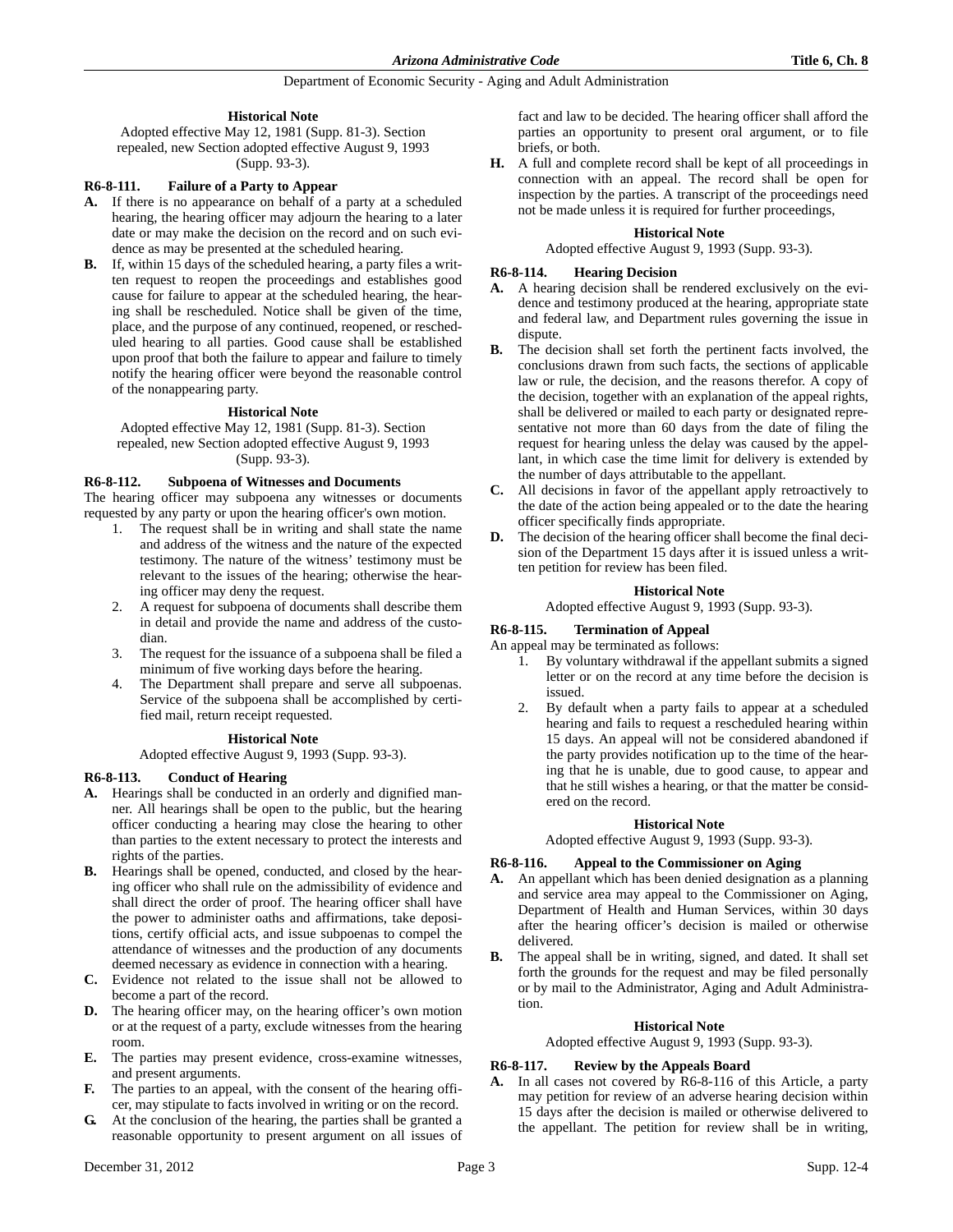**Historical Note**

Adopted effective May 12, 1981 (Supp. 81-3). Section repealed, new Section adopted effective August 9, 1993 (Supp. 93-3).

### R6-8-111. Failure of a Party to Appear

**A.** If there is no appearance on behalf of a party at a scheduled hearing, the hearing officer may adjourn the hearing to a later date or may make the decision on the record and on such evidence as may be presented at the scheduled hearing.

**B.** If, within 15 days of the scheduled hearing, a party files a written request to reopen the proceedings and establishes good cause for failure to appear at the scheduled hearing, the hearing shall be rescheduled. Notice shall be given of the time, place, and the purpose of any continued, reopened, or rescheduled hearing to all parties. Good cause shall be established upon proof that both the failure to appear and failure to timely notify the hearing officer were beyond the reasonable control of the nonappearing party.

**Historical Note**

Adopted effective May 12, 1981 (Supp. 81-3). Section repealed, new Section adopted effective August 9, 1993 (Supp. 93-3).

### R6-8-112. Subpoena of Witnesses and Documents

The hearing officer may subpoena any witnesses or documents requested by any party or upon the hearing officer's own motion.

1. The request shall be in writing and shall state the name and address of the witness and the nature of the expected testimony. The nature of the witness' testimony must be relevant to the issues of the hearing; otherwise the hearing officer may deny the request.
2. A request for subpoena of documents shall describe them in detail and provide the name and address of the custodian.
3. The request for the issuance of a subpoena shall be filed a minimum of five working days before the hearing.
4. The Department shall prepare and serve all subpoenas. Service of the subpoena shall be accomplished by certified mail, return receipt requested.

**Historical Note**

Adopted effective August 9, 1993 (Supp. 93-3).

### R6-8-113. Conduct of Hearing

**A.** Hearings shall be conducted in an orderly and dignified manner. All hearings shall be open to the public, but the hearing officer conducting a hearing may close the hearing to other than parties to the extent necessary to protect the interests and rights of the parties.

**B.** Hearings shall be opened, conducted, and closed by the hearing officer who shall rule on the admissibility of evidence and shall direct the order of proof. The hearing officer shall have the power to administer oaths and affirmations, take depositions, certify official acts, and issue subpoenas to compel the attendance of witnesses and the production of any documents deemed necessary as evidence in connection with a hearing.

**C.** Evidence not related to the issue shall not be allowed to become a part of the record.

**D.** The hearing officer may, on the hearing officer's own motion or at the request of a party, exclude witnesses from the hearing room.

**E.** The parties may present evidence, cross-examine witnesses, and present arguments.

**F.** The parties to an appeal, with the consent of the hearing officer, may stipulate to facts involved in writing or on the record.

**G.** At the conclusion of the hearing, the parties shall be granted a reasonable opportunity to present argument on all issues of fact and law to be decided. The hearing officer shall afford the parties an opportunity to present oral argument, or to file briefs, or both.

**H.** A full and complete record shall be kept of all proceedings in connection with an appeal. The record shall be open for inspection by the parties. A transcript of the proceedings need not be made unless it is required for further proceedings,

**Historical Note**

Adopted effective August 9, 1993 (Supp. 93-3).

### R6-8-114. Hearing Decision

**A.** A hearing decision shall be rendered exclusively on the evidence and testimony produced at the hearing, appropriate state and federal law, and Department rules governing the issue in dispute.

**B.** The decision shall set forth the pertinent facts involved, the conclusions drawn from such facts, the sections of applicable law or rule, the decision, and the reasons therefor. A copy of the decision, together with an explanation of the appeal rights, shall be delivered or mailed to each party or designated representative not more than 60 days from the date of filing the request for hearing unless the delay was caused by the appellant, in which case the time limit for delivery is extended by the number of days attributable to the appellant.

**C.** All decisions in favor of the appellant apply retroactively to the date of the action being appealed or to the date the hearing officer specifically finds appropriate.

**D.** The decision of the hearing officer shall become the final decision of the Department 15 days after it is issued unless a written petition for review has been filed.

**Historical Note**

Adopted effective August 9, 1993 (Supp. 93-3).

### R6-8-115. Termination of Appeal

An appeal may be terminated as follows:

1. By voluntary withdrawal if the appellant submits a signed letter or on the record at any time before the decision is issued.
2. By default when a party fails to appear at a scheduled hearing and fails to request a rescheduled hearing within 15 days. An appeal will not be considered abandoned if the party provides notification up to the time of the hearing that he is unable, due to good cause, to appear and that he still wishes a hearing, or that the matter be considered on the record.

**Historical Note**

Adopted effective August 9, 1993 (Supp. 93-3).

### R6-8-116. Appeal to the Commissioner on Aging

**A.** An appellant which has been denied designation as a planning and service area may appeal to the Commissioner on Aging, Department of Health and Human Services, within 30 days after the hearing officer's decision is mailed or otherwise delivered.

**B.** The appeal shall be in writing, signed, and dated. It shall set forth the grounds for the request and may be filed personally or by mail to the Administrator, Aging and Adult Administration.

**Historical Note**

Adopted effective August 9, 1993 (Supp. 93-3).

### R6-8-117. Review by the Appeals Board

**A.** In all cases not covered by R6-8-116 of this Article, a party may petition for review of an adverse hearing decision within 15 days after the decision is mailed or otherwise delivered to the appellant. The petition for review shall be in writing,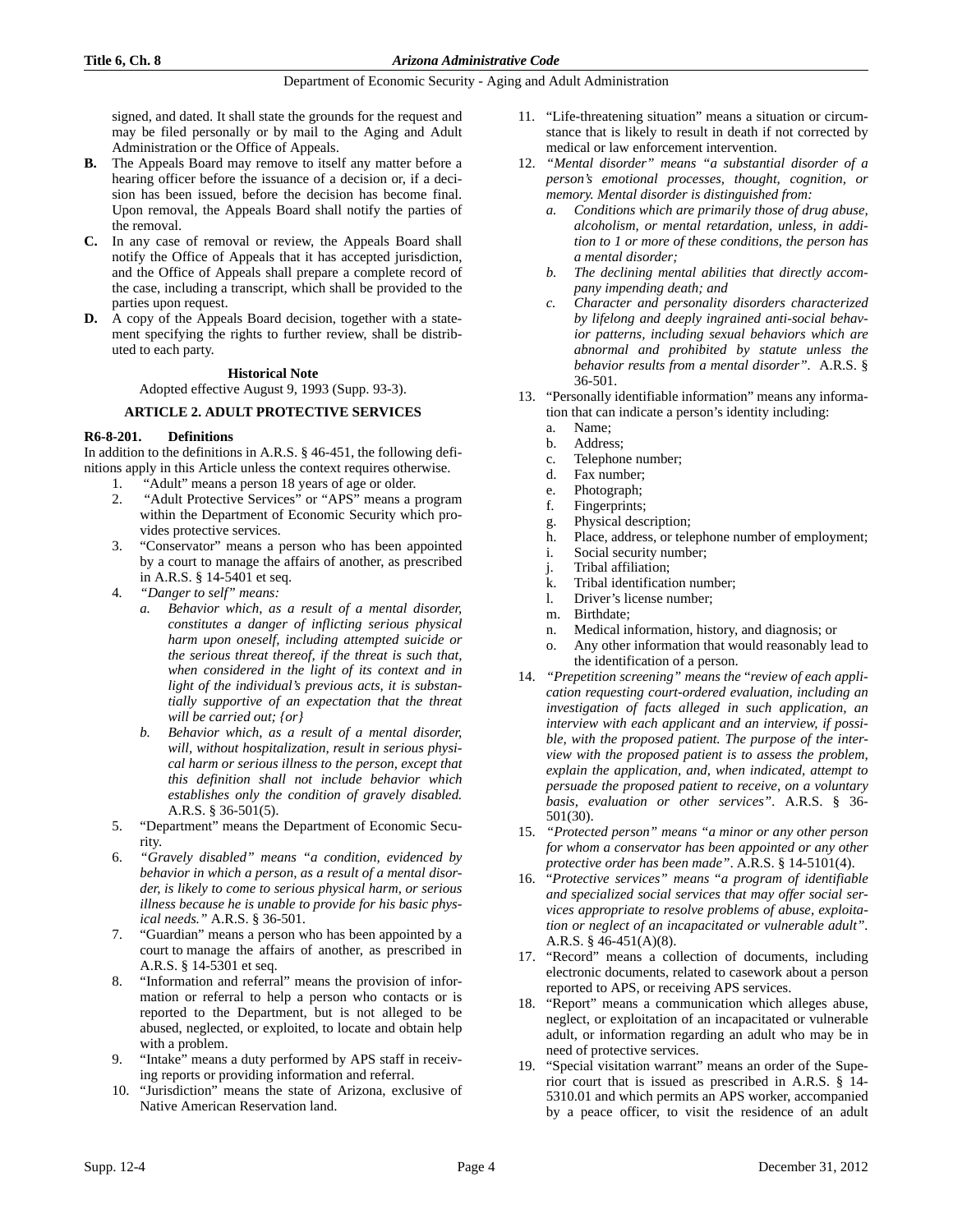signed, and dated. It shall state the grounds for the request and may be filed personally or by mail to the Aging and Adult Administration or the Office of Appeals.

**B.** The Appeals Board may remove to itself any matter before a hearing officer before the issuance of a decision or, if a decision has been issued, before the decision has become final. Upon removal, the Appeals Board shall notify the parties of the removal.

**C.** In any case of removal or review, the Appeals Board shall notify the Office of Appeals that it has accepted jurisdiction, and the Office of Appeals shall prepare a complete record of the case, including a transcript, which shall be provided to the parties upon request.

**D.** A copy of the Appeals Board decision, together with a statement specifying the rights to further review, shall be distributed to each party.

**Historical Note**

Adopted effective August 9, 1993 (Supp. 93-3).

## ARTICLE 2. ADULT PROTECTIVE SERVICES

### R6-8-201. Definitions

In addition to the definitions in A.R.S. § 46-451, the following definitions apply in this Article unless the context requires otherwise.

1. "Adult" means a person 18 years of age or older.
2. "Adult Protective Services" or "APS" means a program within the Department of Economic Security which provides protective services.
3. "Conservator" means a person who has been appointed by a court to manage the affairs of another, as prescribed in A.R.S. § 14-5401 et seq.
4. *"Danger to self" means:*
   a. *Behavior which, as a result of a mental disorder, constitutes a danger of inflicting serious physical harm upon oneself, including attempted suicide or the serious threat thereof, if the threat is such that, when considered in the light of its context and in light of the individual's previous acts, it is substantially supportive of an expectation that the threat will be carried out; {or}*
   b. *Behavior which, as a result of a mental disorder, will, without hospitalization, result in serious physical harm or serious illness to the person, except that this definition shall not include behavior which establishes only the condition of gravely disabled.* A.R.S. § 36-501(5).
5. "Department" means the Department of Economic Security.
6. *"Gravely disabled" means "a condition, evidenced by behavior in which a person, as a result of a mental disorder, is likely to come to serious physical harm, or serious illness because he is unable to provide for his basic physical needs."* A.R.S. § 36-501.
7. "Guardian" means a person who has been appointed by a court to manage the affairs of another, as prescribed in A.R.S. § 14-5301 et seq.
8. "Information and referral" means the provision of information or referral to help a person who contacts or is reported to the Department, but is not alleged to be abused, neglected, or exploited, to locate and obtain help with a problem.
9. "Intake" means a duty performed by APS staff in receiving reports or providing information and referral.
10. "Jurisdiction" means the state of Arizona, exclusive of Native American Reservation land.
11. "Life-threatening situation" means a situation or circumstance that is likely to result in death if not corrected by medical or law enforcement intervention.
12. *"Mental disorder" means "a substantial disorder of a person's emotional processes, thought, cognition, or memory. Mental disorder is distinguished from:*
    a. *Conditions which are primarily those of drug abuse, alcoholism, or mental retardation, unless, in addition to 1 or more of these conditions, the person has a mental disorder;*
    b. *The declining mental abilities that directly accompany impending death; and*
    c. *Character and personality disorders characterized by lifelong and deeply ingrained anti-social behavior patterns, including sexual behaviors which are abnormal and prohibited by statute unless the behavior results from a mental disorder".* A.R.S. § 36-501.
13. "Personally identifiable information" means any information that can indicate a person's identity including:
    a. Name;
    b. Address;
    c. Telephone number;
    d. Fax number;
    e. Photograph;
    f. Fingerprints;
    g. Physical description;
    h. Place, address, or telephone number of employment;
    i. Social security number;
    j. Tribal affiliation;
    k. Tribal identification number;
    l. Driver's license number;
    m. Birthdate;
    n. Medical information, history, and diagnosis; or
    o. Any other information that would reasonably lead to the identification of a person.
14. *"Prepetition screening" means the "review of each application requesting court-ordered evaluation, including an investigation of facts alleged in such application, an interview with each applicant and an interview, if possible, with the proposed patient. The purpose of the interview with the proposed patient is to assess the problem, explain the application, and, when indicated, attempt to persuade the proposed patient to receive, on a voluntary basis, evaluation or other services".* A.R.S. § 36-501(30).
15. *"Protected person" means "a minor or any other person for whom a conservator has been appointed or any other protective order has been made".* A.R.S. § 14-5101(4).
16. *"Protective services" means "a program of identifiable and specialized social services that may offer social services appropriate to resolve problems of abuse, exploitation or neglect of an incapacitated or vulnerable adult".* A.R.S. § 46-451(A)(8).
17. "Record" means a collection of documents, including electronic documents, related to casework about a person reported to APS, or receiving APS services.
18. "Report" means a communication which alleges abuse, neglect, or exploitation of an incapacitated or vulnerable adult, or information regarding an adult who may be in need of protective services.
19. "Special visitation warrant" means an order of the Superior court that is issued as prescribed in A.R.S. § 14-5310.01 and which permits an APS worker, accompanied by a peace officer, to visit the residence of an adult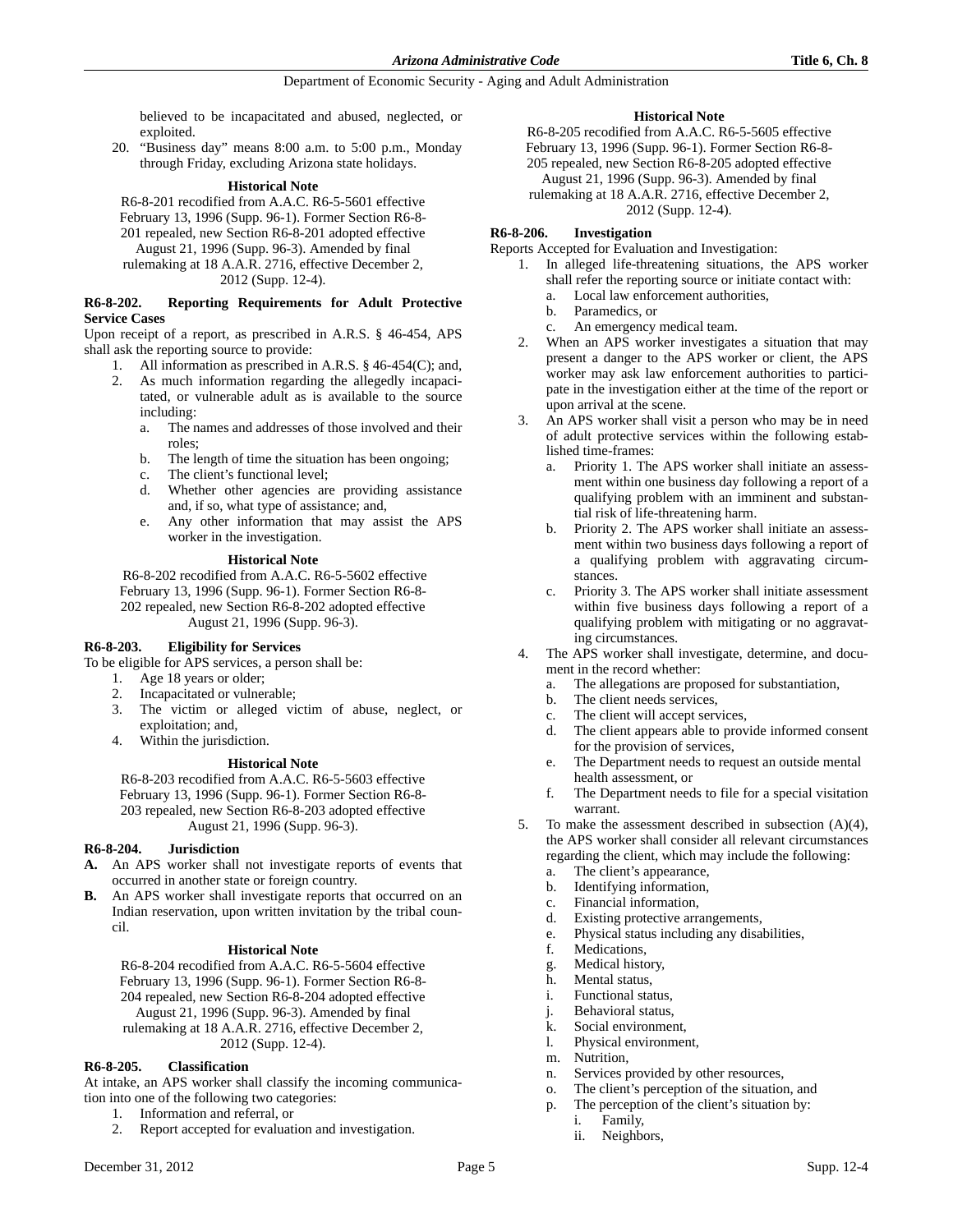believed to be incapacitated and abused, neglected, or exploited.

20. "Business day" means 8:00 a.m. to 5:00 p.m., Monday through Friday, excluding Arizona state holidays.

**Historical Note**

R6-8-201 recodified from A.A.C. R6-5-5601 effective February 13, 1996 (Supp. 96-1). Former Section R6-8-201 repealed, new Section R6-8-201 adopted effective August 21, 1996 (Supp. 96-3). Amended by final rulemaking at 18 A.A.R. 2716, effective December 2, 2012 (Supp. 12-4).

### R6-8-202. Reporting Requirements for Adult Protective Service Cases

Upon receipt of a report, as prescribed in A.R.S. § 46-454, APS shall ask the reporting source to provide:

1. All information as prescribed in A.R.S. § 46-454(C); and,
2. As much information regarding the allegedly incapacitated, or vulnerable adult as is available to the source including:
   a. The names and addresses of those involved and their roles;
   b. The length of time the situation has been ongoing;
   c. The client's functional level;
   d. Whether other agencies are providing assistance and, if so, what type of assistance; and,
   e. Any other information that may assist the APS worker in the investigation.

**Historical Note**

R6-8-202 recodified from A.A.C. R6-5-5602 effective February 13, 1996 (Supp. 96-1). Former Section R6-8-202 repealed, new Section R6-8-202 adopted effective August 21, 1996 (Supp. 96-3).

### R6-8-203. Eligibility for Services

To be eligible for APS services, a person shall be:

1. Age 18 years or older;
2. Incapacitated or vulnerable;
3. The victim or alleged victim of abuse, neglect, or exploitation; and,
4. Within the jurisdiction.

**Historical Note**

R6-8-203 recodified from A.A.C. R6-5-5603 effective February 13, 1996 (Supp. 96-1). Former Section R6-8-203 repealed, new Section R6-8-203 adopted effective August 21, 1996 (Supp. 96-3).

### R6-8-204. Jurisdiction

**A.** An APS worker shall not investigate reports of events that occurred in another state or foreign country.

**B.** An APS worker shall investigate reports that occurred on an Indian reservation, upon written invitation by the tribal council.

**Historical Note**

R6-8-204 recodified from A.A.C. R6-5-5604 effective February 13, 1996 (Supp. 96-1). Former Section R6-8-204 repealed, new Section R6-8-204 adopted effective August 21, 1996 (Supp. 96-3). Amended by final rulemaking at 18 A.A.R. 2716, effective December 2, 2012 (Supp. 12-4).

### R6-8-205. Classification

At intake, an APS worker shall classify the incoming communication into one of the following two categories:

1. Information and referral, or
2. Report accepted for evaluation and investigation.

**Historical Note**

R6-8-205 recodified from A.A.C. R6-5-5605 effective February 13, 1996 (Supp. 96-1). Former Section R6-8-205 repealed, new Section R6-8-205 adopted effective August 21, 1996 (Supp. 96-3). Amended by final rulemaking at 18 A.A.R. 2716, effective December 2, 2012 (Supp. 12-4).

### R6-8-206. Investigation

Reports Accepted for Evaluation and Investigation:

1. In alleged life-threatening situations, the APS worker shall refer the reporting source or initiate contact with:
   a. Local law enforcement authorities,
   b. Paramedics, or
   c. An emergency medical team.
2. When an APS worker investigates a situation that may present a danger to the APS worker or client, the APS worker may ask law enforcement authorities to participate in the investigation either at the time of the report or upon arrival at the scene.
3. An APS worker shall visit a person who may be in need of adult protective services within the following established time-frames:
   a. Priority 1. The APS worker shall initiate an assessment within one business day following a report of a qualifying problem with an imminent and substantial risk of life-threatening harm.
   b. Priority 2. The APS worker shall initiate an assessment within two business days following a report of a qualifying problem with aggravating circumstances.
   c. Priority 3. The APS worker shall initiate assessment within five business days following a report of a qualifying problem with mitigating or no aggravating circumstances.
4. The APS worker shall investigate, determine, and document in the record whether:
   a. The allegations are proposed for substantiation,
   b. The client needs services,
   c. The client will accept services,
   d. The client appears able to provide informed consent for the provision of services,
   e. The Department needs to request an outside mental health assessment, or
   f. The Department needs to file for a special visitation warrant.
5. To make the assessment described in subsection (A)(4), the APS worker shall consider all relevant circumstances regarding the client, which may include the following:
   a. The client's appearance,
   b. Identifying information,
   c. Financial information,
   d. Existing protective arrangements,
   e. Physical status including any disabilities,
   f. Medications,
   g. Medical history,
   h. Mental status,
   i. Functional status,
   j. Behavioral status,
   k. Social environment,
   l. Physical environment,
   m. Nutrition,
   n. Services provided by other resources,
   o. The client's perception of the situation, and
   p. The perception of the client's situation by:
      i. Family,
      ii. Neighbors,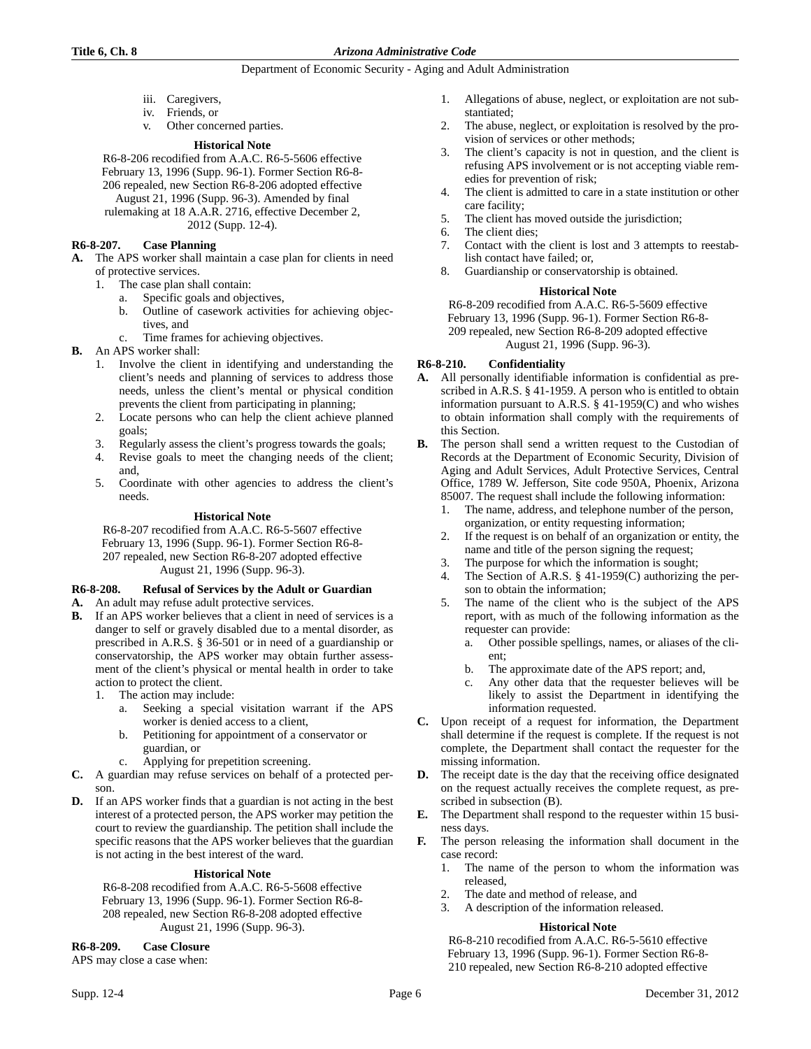iii. Caregivers,
iv. Friends, or
v. Other concerned parties.

**Historical Note**

R6-8-206 recodified from A.A.C. R6-5-5606 effective February 13, 1996 (Supp. 96-1). Former Section R6-8-206 repealed, new Section R6-8-206 adopted effective August 21, 1996 (Supp. 96-3). Amended by final rulemaking at 18 A.A.R. 2716, effective December 2, 2012 (Supp. 12-4).

**R6-8-207. Case Planning**

**A.** The APS worker shall maintain a case plan for clients in need of protective services.
   1. The case plan shall contain:
      a. Specific goals and objectives,
      b. Outline of casework activities for achieving objectives, and
      c. Time frames for achieving objectives.

**B.** An APS worker shall:
   1. Involve the client in identifying and understanding the client's needs and planning of services to address those needs, unless the client's mental or physical condition prevents the client from participating in planning;
   2. Locate persons who can help the client achieve planned goals;
   3. Regularly assess the client's progress towards the goals;
   4. Revise goals to meet the changing needs of the client; and,
   5. Coordinate with other agencies to address the client's needs.

**Historical Note**

R6-8-207 recodified from A.A.C. R6-5-5607 effective February 13, 1996 (Supp. 96-1). Former Section R6-8-207 repealed, new Section R6-8-207 adopted effective August 21, 1996 (Supp. 96-3).

**R6-8-208. Refusal of Services by the Adult or Guardian**

**A.** An adult may refuse adult protective services.

**B.** If an APS worker believes that a client in need of services is a danger to self or gravely disabled due to a mental disorder, as prescribed in A.R.S. § 36-501 or in need of a guardianship or conservatorship, the APS worker may obtain further assessment of the client's physical or mental health in order to take action to protect the client.
   1. The action may include:
      a. Seeking a special visitation warrant if the APS worker is denied access to a client,
      b. Petitioning for appointment of a conservator or guardian, or
      c. Applying for prepetition screening.

**C.** A guardian may refuse services on behalf of a protected person.

**D.** If an APS worker finds that a guardian is not acting in the best interest of a protected person, the APS worker may petition the court to review the guardianship. The petition shall include the specific reasons that the APS worker believes that the guardian is not acting in the best interest of the ward.

**Historical Note**

R6-8-208 recodified from A.A.C. R6-5-5608 effective February 13, 1996 (Supp. 96-1). Former Section R6-8-208 repealed, new Section R6-8-208 adopted effective August 21, 1996 (Supp. 96-3).

**R6-8-209. Case Closure**

APS may close a case when:

1. Allegations of abuse, neglect, or exploitation are not substantiated;
2. The abuse, neglect, or exploitation is resolved by the provision of services or other methods;
3. The client's capacity is not in question, and the client is refusing APS involvement or is not accepting viable remedies for prevention of risk;
4. The client is admitted to care in a state institution or other care facility;
5. The client has moved outside the jurisdiction;
6. The client dies;
7. Contact with the client is lost and 3 attempts to reestablish contact have failed; or,
8. Guardianship or conservatorship is obtained.

**Historical Note**

R6-8-209 recodified from A.A.C. R6-5-5609 effective February 13, 1996 (Supp. 96-1). Former Section R6-8-209 repealed, new Section R6-8-209 adopted effective August 21, 1996 (Supp. 96-3).

**R6-8-210. Confidentiality**

**A.** All personally identifiable information is confidential as prescribed in A.R.S. § 41-1959. A person who is entitled to obtain information pursuant to A.R.S. § 41-1959(C) and who wishes to obtain information shall comply with the requirements of this Section.

**B.** The person shall send a written request to the Custodian of Records at the Department of Economic Security, Division of Aging and Adult Services, Adult Protective Services, Central Office, 1789 W. Jefferson, Site code 950A, Phoenix, Arizona 85007. The request shall include the following information:
   1. The name, address, and telephone number of the person, organization, or entity requesting information;
   2. If the request is on behalf of an organization or entity, the name and title of the person signing the request;
   3. The purpose for which the information is sought;
   4. The Section of A.R.S. § 41-1959(C) authorizing the person to obtain the information;
   5. The name of the client who is the subject of the APS report, with as much of the following information as the requester can provide:
      a. Other possible spellings, names, or aliases of the client;
      b. The approximate date of the APS report; and,
      c. Any other data that the requester believes will be likely to assist the Department in identifying the information requested.

**C.** Upon receipt of a request for information, the Department shall determine if the request is complete. If the request is not complete, the Department shall contact the requester for the missing information.

**D.** The receipt date is the day that the receiving office designated on the request actually receives the complete request, as prescribed in subsection (B).

**E.** The Department shall respond to the requester within 15 business days.

**F.** The person releasing the information shall document in the case record:
   1. The name of the person to whom the information was released,
   2. The date and method of release, and
   3. A description of the information released.

**Historical Note**

R6-8-210 recodified from A.A.C. R6-5-5610 effective February 13, 1996 (Supp. 96-1). Former Section R6-8-210 repealed, new Section R6-8-210 adopted effective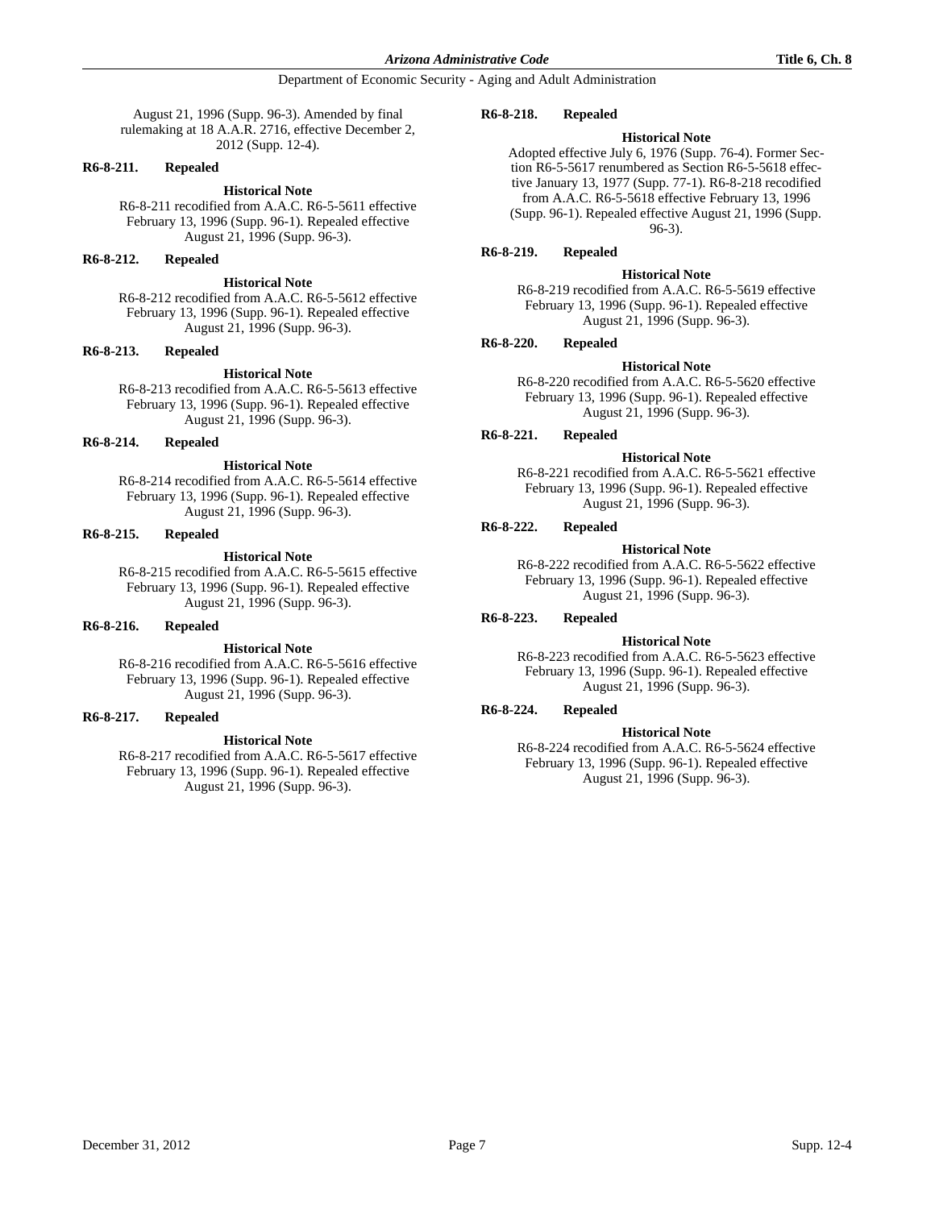August 21, 1996 (Supp. 96-3). Amended by final rulemaking at 18 A.A.R. 2716, effective December 2, 2012 (Supp. 12-4).

**R6-8-211. Repealed**

**Historical Note**

R6-8-211 recodified from A.A.C. R6-5-5611 effective February 13, 1996 (Supp. 96-1). Repealed effective August 21, 1996 (Supp. 96-3).

**R6-8-212. Repealed**

**Historical Note**

R6-8-212 recodified from A.A.C. R6-5-5612 effective February 13, 1996 (Supp. 96-1). Repealed effective August 21, 1996 (Supp. 96-3).

**R6-8-213. Repealed**

**Historical Note**

R6-8-213 recodified from A.A.C. R6-5-5613 effective February 13, 1996 (Supp. 96-1). Repealed effective August 21, 1996 (Supp. 96-3).

**R6-8-214. Repealed**

**Historical Note**

R6-8-214 recodified from A.A.C. R6-5-5614 effective February 13, 1996 (Supp. 96-1). Repealed effective August 21, 1996 (Supp. 96-3).

**R6-8-215. Repealed**

**Historical Note**

R6-8-215 recodified from A.A.C. R6-5-5615 effective February 13, 1996 (Supp. 96-1). Repealed effective August 21, 1996 (Supp. 96-3).

**R6-8-216. Repealed**

**Historical Note**

R6-8-216 recodified from A.A.C. R6-5-5616 effective February 13, 1996 (Supp. 96-1). Repealed effective August 21, 1996 (Supp. 96-3).

**R6-8-217. Repealed**

**Historical Note**

R6-8-217 recodified from A.A.C. R6-5-5617 effective February 13, 1996 (Supp. 96-1). Repealed effective August 21, 1996 (Supp. 96-3).

**R6-8-218. Repealed**

**Historical Note**

Adopted effective July 6, 1976 (Supp. 76-4). Former Section R6-5-5617 renumbered as Section R6-5-5618 effective January 13, 1977 (Supp. 77-1). R6-8-218 recodified from A.A.C. R6-5-5618 effective February 13, 1996 (Supp. 96-1). Repealed effective August 21, 1996 (Supp. 96-3).

**R6-8-219. Repealed**

**Historical Note**

R6-8-219 recodified from A.A.C. R6-5-5619 effective February 13, 1996 (Supp. 96-1). Repealed effective August 21, 1996 (Supp. 96-3).

**R6-8-220. Repealed**

**Historical Note**

R6-8-220 recodified from A.A.C. R6-5-5620 effective February 13, 1996 (Supp. 96-1). Repealed effective August 21, 1996 (Supp. 96-3).

**R6-8-221. Repealed**

**Historical Note**

R6-8-221 recodified from A.A.C. R6-5-5621 effective February 13, 1996 (Supp. 96-1). Repealed effective August 21, 1996 (Supp. 96-3).

**R6-8-222. Repealed**

**Historical Note**

R6-8-222 recodified from A.A.C. R6-5-5622 effective February 13, 1996 (Supp. 96-1). Repealed effective August 21, 1996 (Supp. 96-3).

**R6-8-223. Repealed**

**Historical Note**

R6-8-223 recodified from A.A.C. R6-5-5623 effective February 13, 1996 (Supp. 96-1). Repealed effective August 21, 1996 (Supp. 96-3).

**R6-8-224. Repealed**

**Historical Note**

R6-8-224 recodified from A.A.C. R6-5-5624 effective February 13, 1996 (Supp. 96-1). Repealed effective August 21, 1996 (Supp. 96-3).